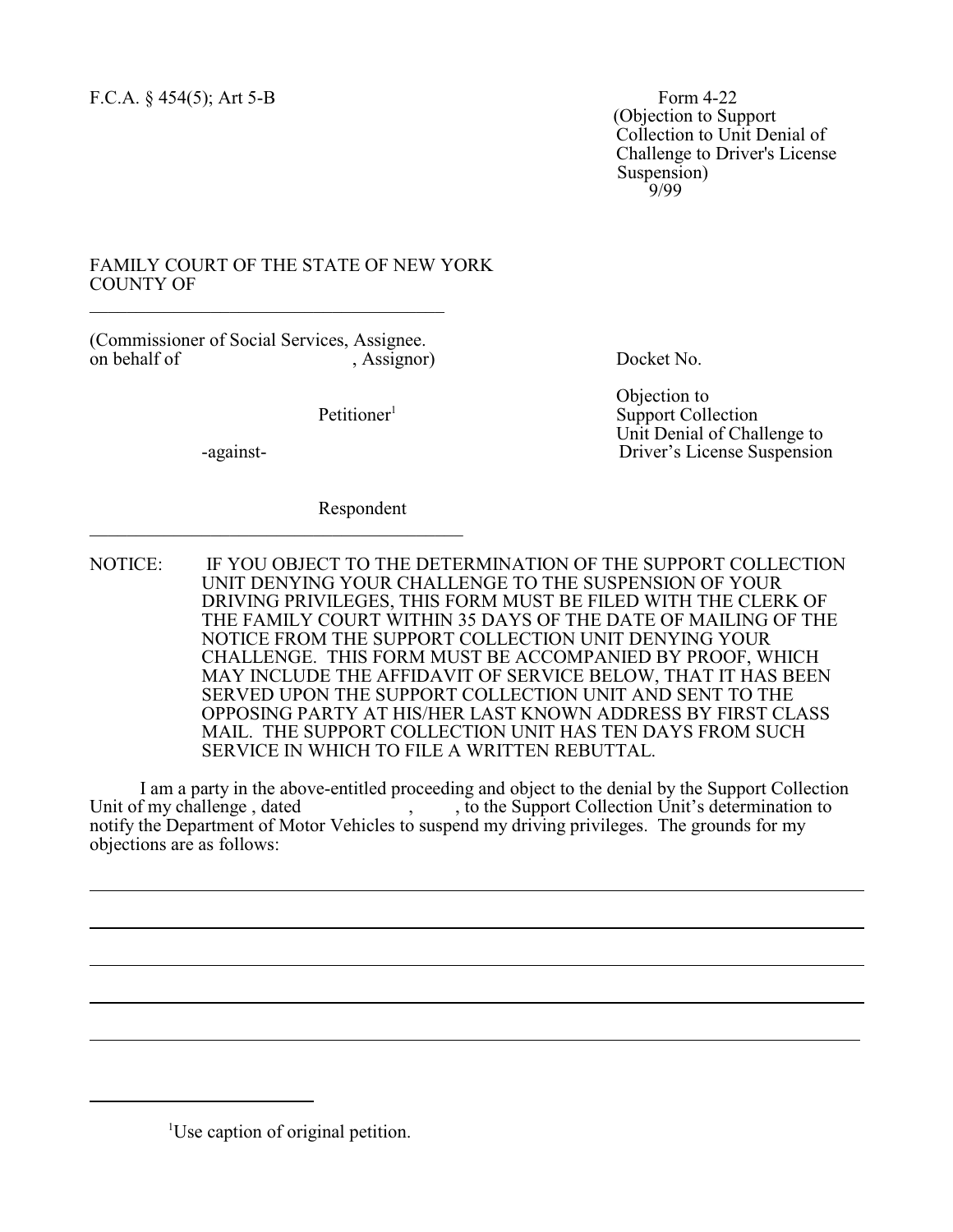F.C.A. § 454(5); Art 5-B

Form 4-22
(Objection to Support Collection to Unit Denial of Challenge to Driver's License Suspension)
9/99

FAMILY COURT OF THE STATE OF NEW YORK
COUNTY OF

\_\_\_\_\_\_\_\_\_\_\_\_\_\_\_\_\_\_\_\_\_\_\_\_\_\_\_\_\_\_\_\_\_\_\_\_\_\_\_\_

(Commissioner of Social Services, Assignee.
on behalf of                              , Assignor)

Petitioner[1]

-against-

Respondent

\_\_\_\_\_\_\_\_\_\_\_\_\_\_\_\_\_\_\_\_\_\_\_\_\_\_\_\_\_\_\_\_\_\_\_\_\_\_\_\_

Docket No.

Objection to
Support Collection
Unit Denial of Challenge to
Driver's License Suspension

NOTICE: IF YOU OBJECT TO THE DETERMINATION OF THE SUPPORT COLLECTION UNIT DENYING YOUR CHALLENGE TO THE SUSPENSION OF YOUR DRIVING PRIVILEGES, THIS FORM MUST BE FILED WITH THE CLERK OF THE FAMILY COURT WITHIN 35 DAYS OF THE DATE OF MAILING OF THE NOTICE FROM THE SUPPORT COLLECTION UNIT DENYING YOUR CHALLENGE. THIS FORM MUST BE ACCOMPANIED BY PROOF, WHICH MAY INCLUDE THE AFFIDAVIT OF SERVICE BELOW, THAT IT HAS BEEN SERVED UPON THE SUPPORT COLLECTION UNIT AND SENT TO THE OPPOSING PARTY AT HIS/HER LAST KNOWN ADDRESS BY FIRST CLASS MAIL. THE SUPPORT COLLECTION UNIT HAS TEN DAYS FROM SUCH SERVICE IN WHICH TO FILE A WRITTEN REBUTTAL.

I am a party in the above-entitled proceeding and object to the denial by the Support Collection Unit of my challenge , dated                    ,        , to the Support Collection Unit's determination to notify the Department of Motor Vehicles to suspend my driving privileges. The grounds for my objections are as follows:

\_\_\_\_\_\_\_\_\_\_\_\_\_\_\_\_\_\_\_\_\_\_\_\_\_\_\_\_\_\_\_\_\_\_\_\_\_\_\_\_\_\_\_\_\_\_\_\_\_\_\_\_\_\_\_\_\_\_\_\_\_\_\_\_\_\_\_\_\_\_\_\_\_\_\_\_

\_\_\_\_\_\_\_\_\_\_\_\_\_\_\_\_\_\_\_\_\_\_\_\_\_\_\_\_\_\_\_\_\_\_\_\_\_\_\_\_\_\_\_\_\_\_\_\_\_\_\_\_\_\_\_\_\_\_\_\_\_\_\_\_\_\_\_\_\_\_\_\_\_\_\_\_

\_\_\_\_\_\_\_\_\_\_\_\_\_\_\_\_\_\_\_\_\_\_\_\_\_\_\_\_\_\_\_\_\_\_\_\_\_\_\_\_\_\_\_\_\_\_\_\_\_\_\_\_\_\_\_\_\_\_\_\_\_\_\_\_\_\_\_\_\_\_\_\_\_\_\_\_

\_\_\_\_\_\_\_\_\_\_\_\_\_\_\_\_\_\_\_\_\_\_\_\_\_\_\_\_\_\_\_\_\_\_\_\_\_\_\_\_\_\_\_\_\_\_\_\_\_\_\_\_\_\_\_\_\_\_\_\_\_\_\_\_\_\_\_\_\_\_\_\_\_\_\_\_

\_\_\_\_\_\_\_\_\_\_\_\_\_\_\_\_\_\_\_\_\_\_\_\_\_\_\_\_\_\_\_\_\_\_\_\_\_\_\_\_\_\_\_\_\_\_\_\_\_\_\_\_\_\_\_\_\_\_\_\_\_\_\_\_\_\_\_\_\_\_\_\_\_\_\_\_

[1]Use caption of original petition.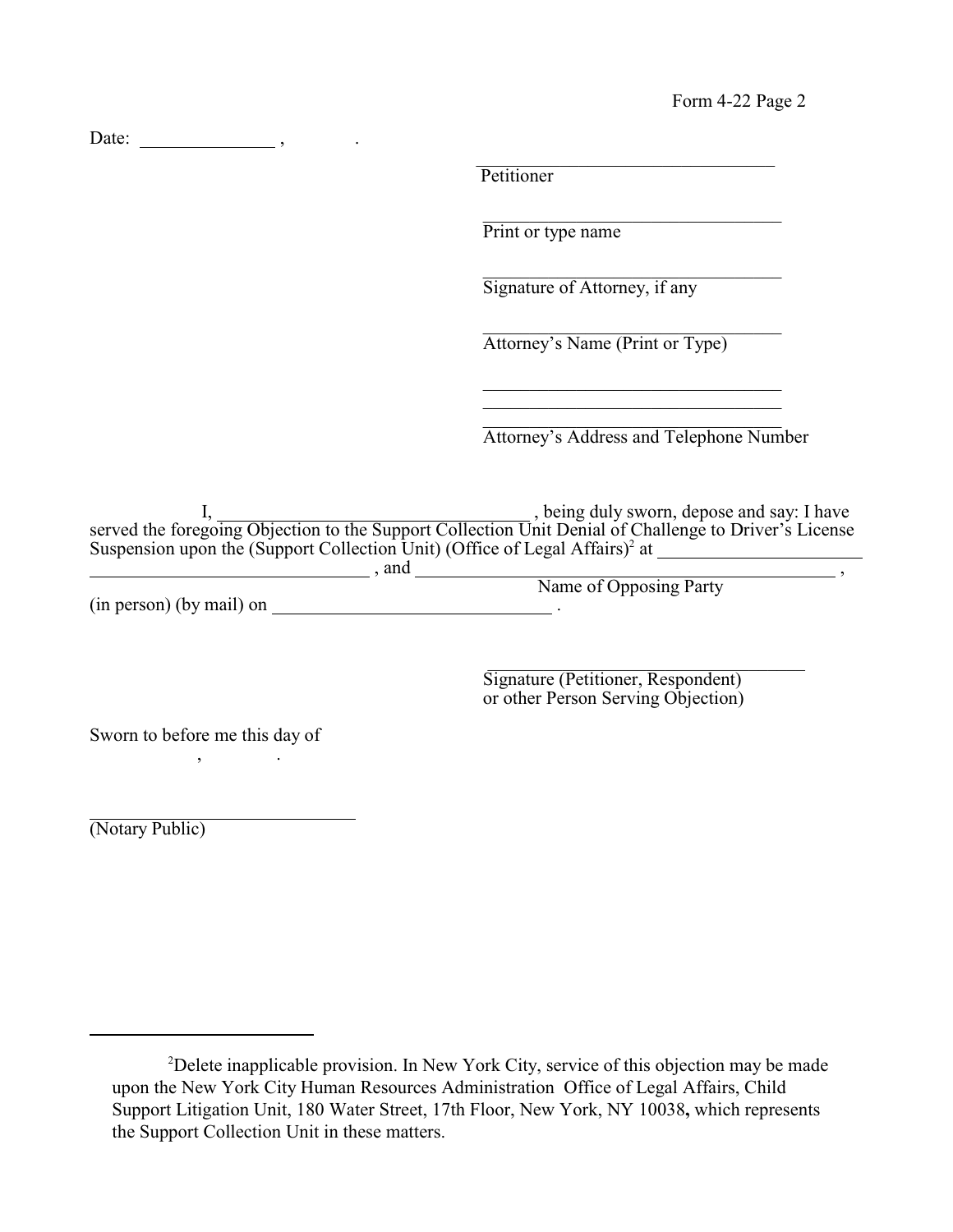Form 4-22 Page 2

Date: ______________ , ________ .

_________________________________
Petitioner

_________________________________
Print or type name

_________________________________
Signature of Attorney, if any

_________________________________
Attorney's Name (Print or Type)

_________________________________
_________________________________
_________________________________
Attorney's Address and Telephone Number

I, _________________________________ , being duly sworn, depose and say: I have served the foregoing Objection to the Support Collection Unit Denial of Challenge to Driver's License Suspension upon the (Support Collection Unit) (Office of Legal Affairs)[2] at _____________________ _______________________________ , and _____________________________________________ ,
Name of Opposing Party
(in person) (by mail) on ______________________________ .

_________________________________
Signature (Petitioner, Respondent) or other Person Serving Objection)

Sworn to before me this day of
____________ , ________ .

_____________________________
(Notary Public)

---

[2]Delete inapplicable provision. In New York City, service of this objection may be made upon the New York City Human Resources Administration Office of Legal Affairs, Child Support Litigation Unit, 180 Water Street, 17th Floor, New York, NY 10038**,** which represents the Support Collection Unit in these matters.